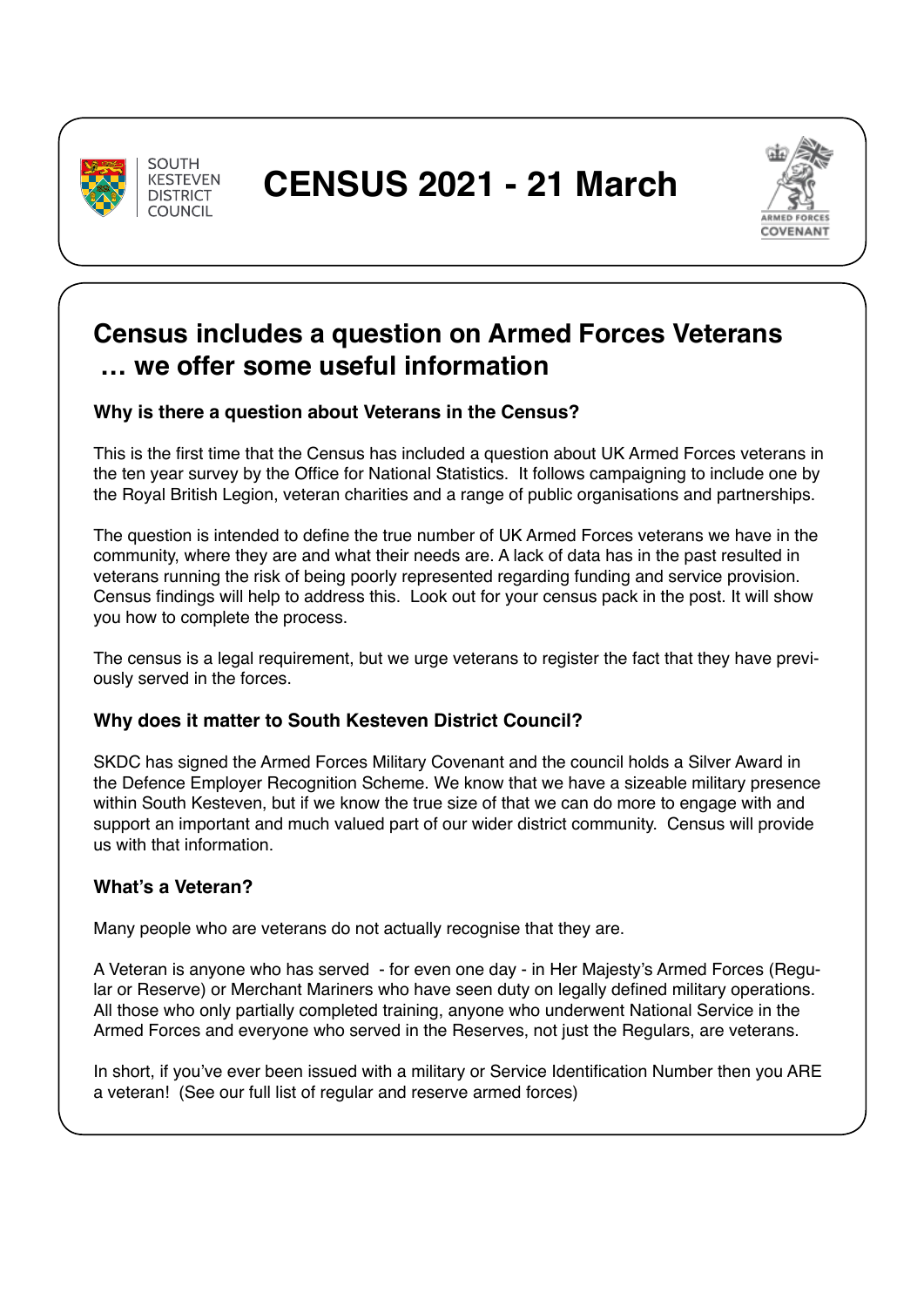SOUTH KESTEVEN DISTRICT COUNCIL

# CENSUS 2021 - 21 March

ARMED FORCES COVENANT

## Census includes a question on Armed Forces Veterans … we offer some useful information

### Why is there a question about Veterans in the Census?

This is the first time that the Census has included a question about UK Armed Forces veterans in the ten year survey by the Office for National Statistics. It follows campaigning to include one by the Royal British Legion, veteran charities and a range of public organisations and partnerships.

The question is intended to define the true number of UK Armed Forces veterans we have in the community, where they are and what their needs are. A lack of data has in the past resulted in veterans running the risk of being poorly represented regarding funding and service provision. Census findings will help to address this. Look out for your census pack in the post. It will show you how to complete the process.

The census is a legal requirement, but we urge veterans to register the fact that they have previously served in the forces.

### Why does it matter to South Kesteven District Council?

SKDC has signed the Armed Forces Military Covenant and the council holds a Silver Award in the Defence Employer Recognition Scheme. We know that we have a sizeable military presence within South Kesteven, but if we know the true size of that we can do more to engage with and support an important and much valued part of our wider district community. Census will provide us with that information.

### What's a Veteran?

Many people who are veterans do not actually recognise that they are.

A Veteran is anyone who has served - for even one day - in Her Majesty's Armed Forces (Regular or Reserve) or Merchant Mariners who have seen duty on legally defined military operations. All those who only partially completed training, anyone who underwent National Service in the Armed Forces and everyone who served in the Reserves, not just the Regulars, are veterans.

In short, if you've ever been issued with a military or Service Identification Number then you ARE a veteran! (See our full list of regular and reserve armed forces)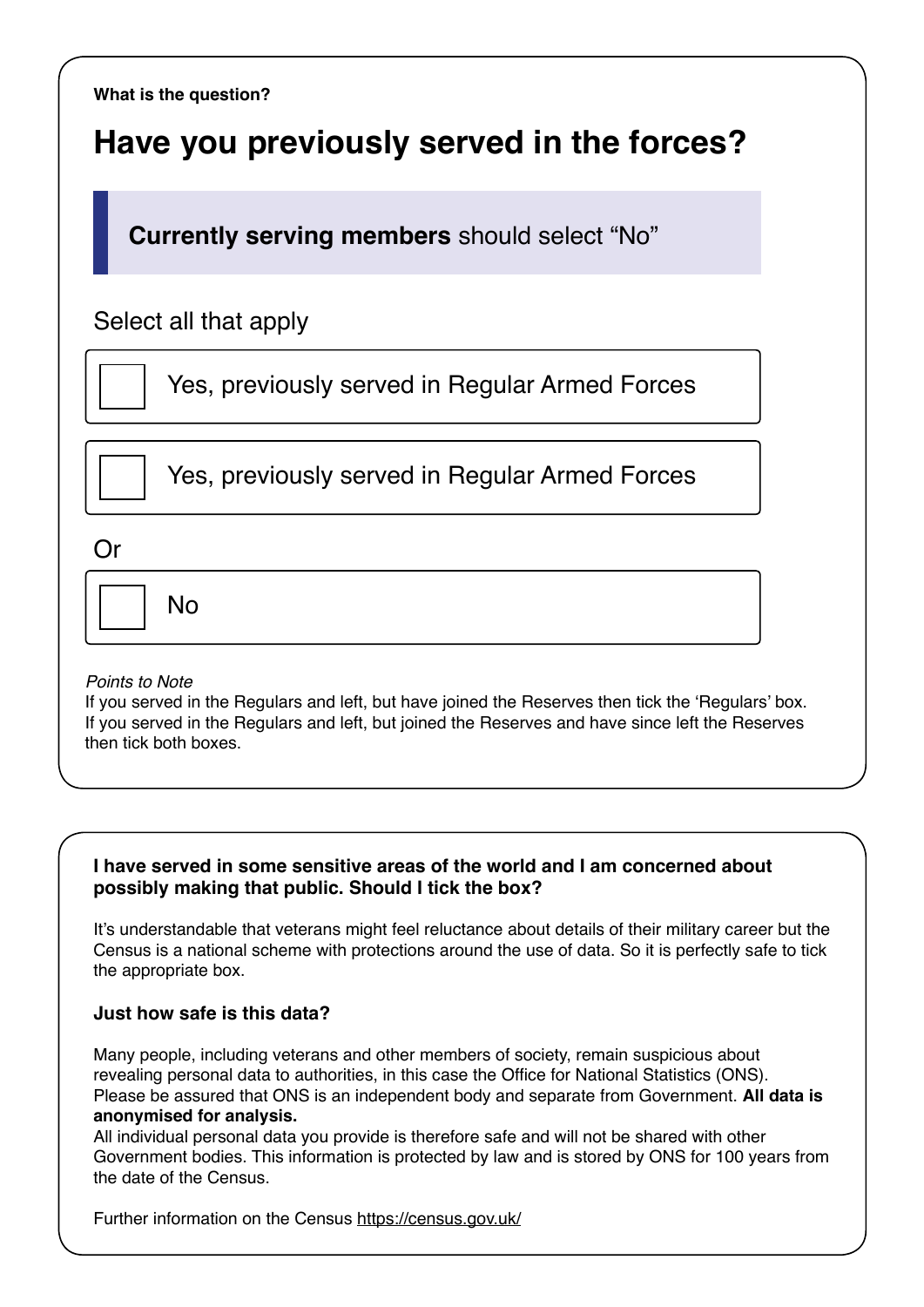**What is the question?**

# Have you previously served in the forces?

> **Currently serving members** should select "No"

Select all that apply

- [ ] Yes, previously served in Regular Armed Forces
- [ ] Yes, previously served in Regular Armed Forces

Or

- [ ] No

*Points to Note*
If you served in the Regulars and left, but have joined the Reserves then tick the 'Regulars' box.
If you served in the Regulars and left, but joined the Reserves and have since left the Reserves then tick both boxes.

**I have served in some sensitive areas of the world and I am concerned about possibly making that public. Should I tick the box?**

It's understandable that veterans might feel reluctance about details of their military career but the Census is a national scheme with protections around the use of data. So it is perfectly safe to tick the appropriate box.

**Just how safe is this data?**

Many people, including veterans and other members of society, remain suspicious about revealing personal data to authorities, in this case the Office for National Statistics (ONS). Please be assured that ONS is an independent body and separate from Government. **All data is anonymised for analysis.**
All individual personal data you provide is therefore safe and will not be shared with other Government bodies. This information is protected by law and is stored by ONS for 100 years from the date of the Census.

Further information on the Census https://census.gov.uk/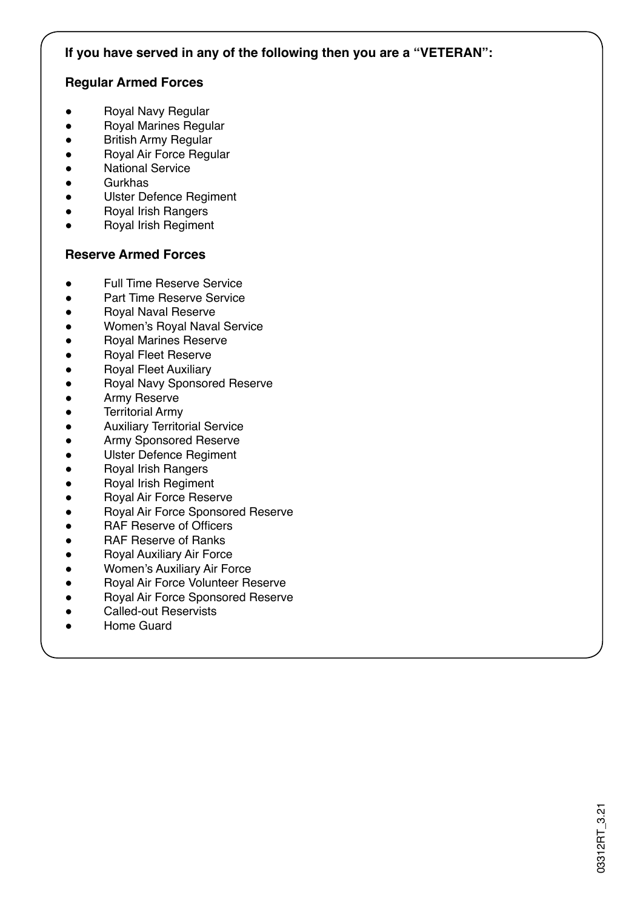**If you have served in any of the following then you are a “VETERAN”:**

**Regular Armed Forces**

- Royal Navy Regular
- Royal Marines Regular
- British Army Regular
- Royal Air Force Regular
- National Service
- Gurkhas
- Ulster Defence Regiment
- Royal Irish Rangers
- Royal Irish Regiment

**Reserve Armed Forces**

- Full Time Reserve Service
- Part Time Reserve Service
- Royal Naval Reserve
- Women’s Royal Naval Service
- Royal Marines Reserve
- Royal Fleet Reserve
- Royal Fleet Auxiliary
- Royal Navy Sponsored Reserve
- Army Reserve
- Territorial Army
- Auxiliary Territorial Service
- Army Sponsored Reserve
- Ulster Defence Regiment
- Royal Irish Rangers
- Royal Irish Regiment
- Royal Air Force Reserve
- Royal Air Force Sponsored Reserve
- RAF Reserve of Officers
- RAF Reserve of Ranks
- Royal Auxiliary Air Force
- Women’s Auxiliary Air Force
- Royal Air Force Volunteer Reserve
- Royal Air Force Sponsored Reserve
- Called-out Reservists
- Home Guard

03312RT_3.21